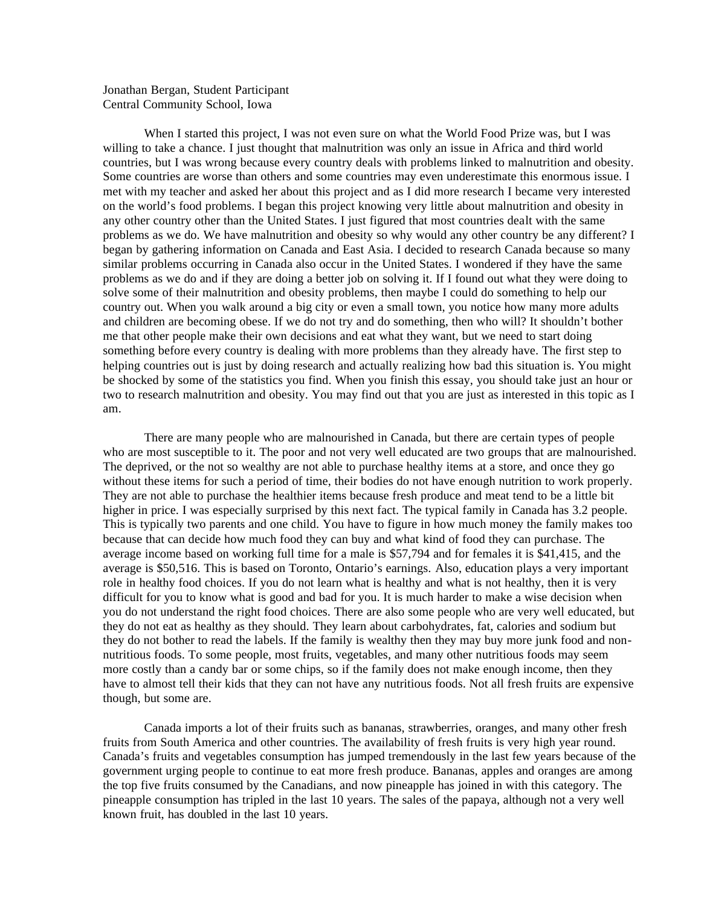Jonathan Bergan, Student Participant
Central Community School, Iowa

When I started this project, I was not even sure on what the World Food Prize was, but I was willing to take a chance. I just thought that malnutrition was only an issue in Africa and third world countries, but I was wrong because every country deals with problems linked to malnutrition and obesity. Some countries are worse than others and some countries may even underestimate this enormous issue. I met with my teacher and asked her about this project and as I did more research I became very interested on the world's food problems. I began this project knowing very little about malnutrition and obesity in any other country other than the United States. I just figured that most countries dealt with the same problems as we do. We have malnutrition and obesity so why would any other country be any different? I began by gathering information on Canada and East Asia. I decided to research Canada because so many similar problems occurring in Canada also occur in the United States. I wondered if they have the same problems as we do and if they are doing a better job on solving it. If I found out what they were doing to solve some of their malnutrition and obesity problems, then maybe I could do something to help our country out. When you walk around a big city or even a small town, you notice how many more adults and children are becoming obese. If we do not try and do something, then who will? It shouldn't bother me that other people make their own decisions and eat what they want, but we need to start doing something before every country is dealing with more problems than they already have. The first step to helping countries out is just by doing research and actually realizing how bad this situation is. You might be shocked by some of the statistics you find. When you finish this essay, you should take just an hour or two to research malnutrition and obesity. You may find out that you are just as interested in this topic as I am.

There are many people who are malnourished in Canada, but there are certain types of people who are most susceptible to it. The poor and not very well educated are two groups that are malnourished. The deprived, or the not so wealthy are not able to purchase healthy items at a store, and once they go without these items for such a period of time, their bodies do not have enough nutrition to work properly. They are not able to purchase the healthier items because fresh produce and meat tend to be a little bit higher in price. I was especially surprised by this next fact. The typical family in Canada has 3.2 people. This is typically two parents and one child. You have to figure in how much money the family makes too because that can decide how much food they can buy and what kind of food they can purchase. The average income based on working full time for a male is $57,794 and for females it is $41,415, and the average is $50,516. This is based on Toronto, Ontario's earnings. Also, education plays a very important role in healthy food choices. If you do not learn what is healthy and what is not healthy, then it is very difficult for you to know what is good and bad for you. It is much harder to make a wise decision when you do not understand the right food choices. There are also some people who are very well educated, but they do not eat as healthy as they should. They learn about carbohydrates, fat, calories and sodium but they do not bother to read the labels. If the family is wealthy then they may buy more junk food and non-nutritious foods. To some people, most fruits, vegetables, and many other nutritious foods may seem more costly than a candy bar or some chips, so if the family does not make enough income, then they have to almost tell their kids that they can not have any nutritious foods. Not all fresh fruits are expensive though, but some are.

Canada imports a lot of their fruits such as bananas, strawberries, oranges, and many other fresh fruits from South America and other countries. The availability of fresh fruits is very high year round. Canada's fruits and vegetables consumption has jumped tremendously in the last few years because of the government urging people to continue to eat more fresh produce. Bananas, apples and oranges are among the top five fruits consumed by the Canadians, and now pineapple has joined in with this category. The pineapple consumption has tripled in the last 10 years. The sales of the papaya, although not a very well known fruit, has doubled in the last 10 years.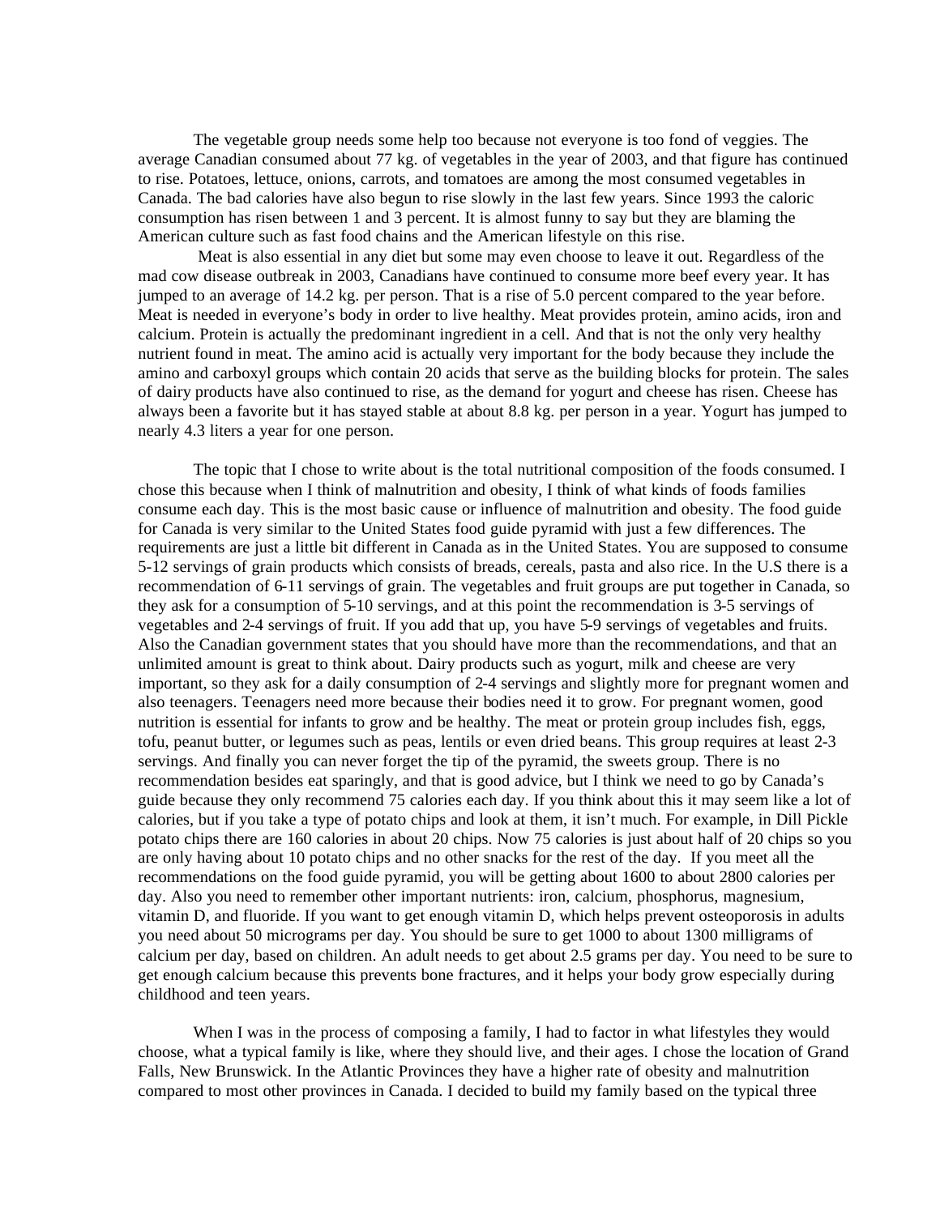The vegetable group needs some help too because not everyone is too fond of veggies. The average Canadian consumed about 77 kg. of vegetables in the year of 2003, and that figure has continued to rise. Potatoes, lettuce, onions, carrots, and tomatoes are among the most consumed vegetables in Canada. The bad calories have also begun to rise slowly in the last few years. Since 1993 the caloric consumption has risen between 1 and 3 percent. It is almost funny to say but they are blaming the American culture such as fast food chains and the American lifestyle on this rise.

Meat is also essential in any diet but some may even choose to leave it out. Regardless of the mad cow disease outbreak in 2003, Canadians have continued to consume more beef every year. It has jumped to an average of 14.2 kg. per person. That is a rise of 5.0 percent compared to the year before. Meat is needed in everyone's body in order to live healthy. Meat provides protein, amino acids, iron and calcium. Protein is actually the predominant ingredient in a cell. And that is not the only very healthy nutrient found in meat. The amino acid is actually very important for the body because they include the amino and carboxyl groups which contain 20 acids that serve as the building blocks for protein. The sales of dairy products have also continued to rise, as the demand for yogurt and cheese has risen. Cheese has always been a favorite but it has stayed stable at about 8.8 kg. per person in a year. Yogurt has jumped to nearly 4.3 liters a year for one person.

The topic that I chose to write about is the total nutritional composition of the foods consumed. I chose this because when I think of malnutrition and obesity, I think of what kinds of foods families consume each day. This is the most basic cause or influence of malnutrition and obesity. The food guide for Canada is very similar to the United States food guide pyramid with just a few differences. The requirements are just a little bit different in Canada as in the United States. You are supposed to consume 5-12 servings of grain products which consists of breads, cereals, pasta and also rice. In the U.S there is a recommendation of 6-11 servings of grain. The vegetables and fruit groups are put together in Canada, so they ask for a consumption of 5-10 servings, and at this point the recommendation is 3-5 servings of vegetables and 2-4 servings of fruit. If you add that up, you have 5-9 servings of vegetables and fruits. Also the Canadian government states that you should have more than the recommendations, and that an unlimited amount is great to think about. Dairy products such as yogurt, milk and cheese are very important, so they ask for a daily consumption of 2-4 servings and slightly more for pregnant women and also teenagers. Teenagers need more because their bodies need it to grow. For pregnant women, good nutrition is essential for infants to grow and be healthy. The meat or protein group includes fish, eggs, tofu, peanut butter, or legumes such as peas, lentils or even dried beans. This group requires at least 2-3 servings. And finally you can never forget the tip of the pyramid, the sweets group. There is no recommendation besides eat sparingly, and that is good advice, but I think we need to go by Canada's guide because they only recommend 75 calories each day. If you think about this it may seem like a lot of calories, but if you take a type of potato chips and look at them, it isn't much. For example, in Dill Pickle potato chips there are 160 calories in about 20 chips. Now 75 calories is just about half of 20 chips so you are only having about 10 potato chips and no other snacks for the rest of the day. If you meet all the recommendations on the food guide pyramid, you will be getting about 1600 to about 2800 calories per day. Also you need to remember other important nutrients: iron, calcium, phosphorus, magnesium, vitamin D, and fluoride. If you want to get enough vitamin D, which helps prevent osteoporosis in adults you need about 50 micrograms per day. You should be sure to get 1000 to about 1300 milligrams of calcium per day, based on children. An adult needs to get about 2.5 grams per day. You need to be sure to get enough calcium because this prevents bone fractures, and it helps your body grow especially during childhood and teen years.

When I was in the process of composing a family, I had to factor in what lifestyles they would choose, what a typical family is like, where they should live, and their ages. I chose the location of Grand Falls, New Brunswick. In the Atlantic Provinces they have a higher rate of obesity and malnutrition compared to most other provinces in Canada. I decided to build my family based on the typical three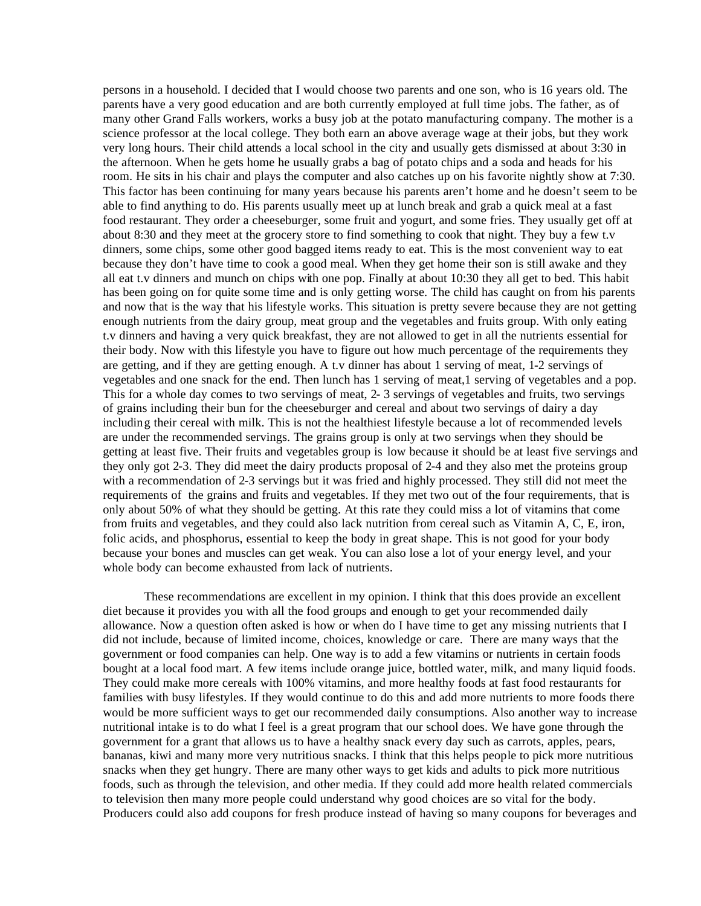persons in a household. I decided that I would choose two parents and one son, who is 16 years old. The parents have a very good education and are both currently employed at full time jobs. The father, as of many other Grand Falls workers, works a busy job at the potato manufacturing company. The mother is a science professor at the local college. They both earn an above average wage at their jobs, but they work very long hours. Their child attends a local school in the city and usually gets dismissed at about 3:30 in the afternoon. When he gets home he usually grabs a bag of potato chips and a soda and heads for his room. He sits in his chair and plays the computer and also catches up on his favorite nightly show at 7:30. This factor has been continuing for many years because his parents aren't home and he doesn't seem to be able to find anything to do. His parents usually meet up at lunch break and grab a quick meal at a fast food restaurant. They order a cheeseburger, some fruit and yogurt, and some fries. They usually get off at about 8:30 and they meet at the grocery store to find something to cook that night. They buy a few t.v dinners, some chips, some other good bagged items ready to eat. This is the most convenient way to eat because they don't have time to cook a good meal. When they get home their son is still awake and they all eat t.v dinners and munch on chips with one pop. Finally at about 10:30 they all get to bed. This habit has been going on for quite some time and is only getting worse. The child has caught on from his parents and now that is the way that his lifestyle works. This situation is pretty severe because they are not getting enough nutrients from the dairy group, meat group and the vegetables and fruits group. With only eating t.v dinners and having a very quick breakfast, they are not allowed to get in all the nutrients essential for their body. Now with this lifestyle you have to figure out how much percentage of the requirements they are getting, and if they are getting enough. A t.v dinner has about 1 serving of meat, 1-2 servings of vegetables and one snack for the end. Then lunch has 1 serving of meat,1 serving of vegetables and a pop. This for a whole day comes to two servings of meat, 2- 3 servings of vegetables and fruits, two servings of grains including their bun for the cheeseburger and cereal and about two servings of dairy a day including their cereal with milk. This is not the healthiest lifestyle because a lot of recommended levels are under the recommended servings. The grains group is only at two servings when they should be getting at least five. Their fruits and vegetables group is low because it should be at least five servings and they only got 2-3. They did meet the dairy products proposal of 2-4 and they also met the proteins group with a recommendation of 2-3 servings but it was fried and highly processed. They still did not meet the requirements of the grains and fruits and vegetables. If they met two out of the four requirements, that is only about 50% of what they should be getting. At this rate they could miss a lot of vitamins that come from fruits and vegetables, and they could also lack nutrition from cereal such as Vitamin A, C, E, iron, folic acids, and phosphorus, essential to keep the body in great shape. This is not good for your body because your bones and muscles can get weak. You can also lose a lot of your energy level, and your whole body can become exhausted from lack of nutrients.

These recommendations are excellent in my opinion. I think that this does provide an excellent diet because it provides you with all the food groups and enough to get your recommended daily allowance. Now a question often asked is how or when do I have time to get any missing nutrients that I did not include, because of limited income, choices, knowledge or care. There are many ways that the government or food companies can help. One way is to add a few vitamins or nutrients in certain foods bought at a local food mart. A few items include orange juice, bottled water, milk, and many liquid foods. They could make more cereals with 100% vitamins, and more healthy foods at fast food restaurants for families with busy lifestyles. If they would continue to do this and add more nutrients to more foods there would be more sufficient ways to get our recommended daily consumptions. Also another way to increase nutritional intake is to do what I feel is a great program that our school does. We have gone through the government for a grant that allows us to have a healthy snack every day such as carrots, apples, pears, bananas, kiwi and many more very nutritious snacks. I think that this helps people to pick more nutritious snacks when they get hungry. There are many other ways to get kids and adults to pick more nutritious foods, such as through the television, and other media. If they could add more health related commercials to television then many more people could understand why good choices are so vital for the body. Producers could also add coupons for fresh produce instead of having so many coupons for beverages and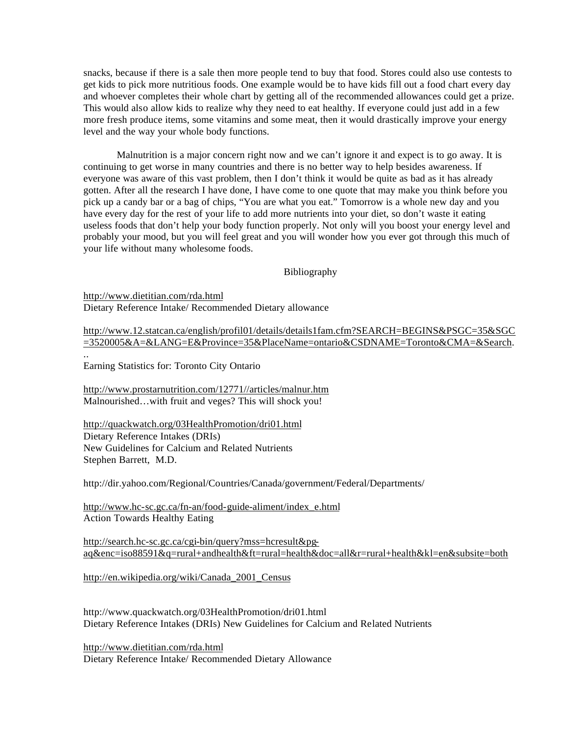snacks, because if there is a sale then more people tend to buy that food. Stores could also use contests to get kids to pick more nutritious foods. One example would be to have kids fill out a food chart every day and whoever completes their whole chart by getting all of the recommended allowances could get a prize. This would also allow kids to realize why they need to eat healthy. If everyone could just add in a few more fresh produce items, some vitamins and some meat, then it would drastically improve your energy level and the way your whole body functions.

Malnutrition is a major concern right now and we can't ignore it and expect is to go away. It is continuing to get worse in many countries and there is no better way to help besides awareness. If everyone was aware of this vast problem, then I don't think it would be quite as bad as it has already gotten. After all the research I have done, I have come to one quote that may make you think before you pick up a candy bar or a bag of chips, "You are what you eat." Tomorrow is a whole new day and you have every day for the rest of your life to add more nutrients into your diet, so don't waste it eating useless foods that don't help your body function properly. Not only will you boost your energy level and probably your mood, but you will feel great and you will wonder how you ever got through this much of your life without many wholesome foods.

## Bibliography

http://www.dietitian.com/rda.html
Dietary Reference Intake/ Recommended Dietary allowance

http://www.12.statcan.ca/english/profil01/details/details1fam.cfm?SEARCH=BEGINS&PSGC=35&SGC=3520005&A=&LANG=E&Province=35&PlaceName=ontario&CSDNAME=Toronto&CMA=&Search...
Earning Statistics for: Toronto City Ontario

http://www.prostarnutrition.com/12771//articles/malnur.htm
Malnourished…with fruit and veges? This will shock you!

http://quackwatch.org/03HealthPromotion/dri01.html
Dietary Reference Intakes (DRIs)
New Guidelines for Calcium and Related Nutrients
Stephen Barrett, M.D.

http://dir.yahoo.com/Regional/Countries/Canada/government/Federal/Departments/

http://www.hc-sc.gc.ca/fn-an/food-guide-aliment/index_e.html
Action Towards Healthy Eating

http://search.hc-sc.gc.ca/cgi-bin/query?mss=hcresult&pg-aq&enc=iso88591&q=rural+andhealth&ft=rural=health&doc=all&r=rural+health&kl=en&subsite=both

http://en.wikipedia.org/wiki/Canada_2001_Census

http://www.quackwatch.org/03HealthPromotion/dri01.html
Dietary Reference Intakes (DRIs) New Guidelines for Calcium and Related Nutrients

http://www.dietitian.com/rda.html
Dietary Reference Intake/ Recommended Dietary Allowance